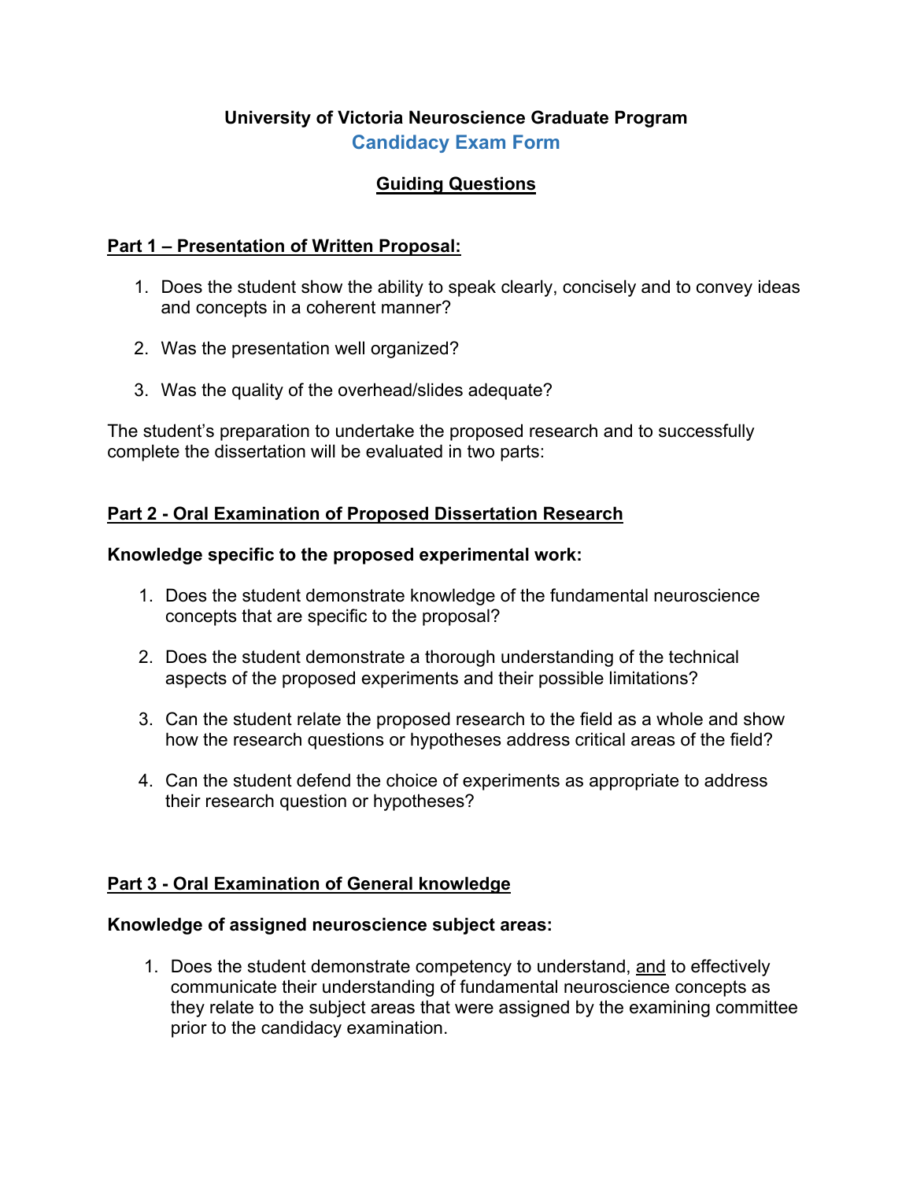**University of Victoria Neuroscience Graduate Program**

# Candidacy Exam Form

## Guiding Questions

### Part 1 – Presentation of Written Proposal:

1. Does the student show the ability to speak clearly, concisely and to convey ideas and concepts in a coherent manner?
2. Was the presentation well organized?
3. Was the quality of the overhead/slides adequate?

The student's preparation to undertake the proposed research and to successfully complete the dissertation will be evaluated in two parts:

### Part 2 - Oral Examination of Proposed Dissertation Research

**Knowledge specific to the proposed experimental work:**

1. Does the student demonstrate knowledge of the fundamental neuroscience concepts that are specific to the proposal?
2. Does the student demonstrate a thorough understanding of the technical aspects of the proposed experiments and their possible limitations?
3. Can the student relate the proposed research to the field as a whole and show how the research questions or hypotheses address critical areas of the field?
4. Can the student defend the choice of experiments as appropriate to address their research question or hypotheses?

### Part 3 - Oral Examination of General knowledge

**Knowledge of assigned neuroscience subject areas:**

1. Does the student demonstrate competency to understand, and to effectively communicate their understanding of fundamental neuroscience concepts as they relate to the subject areas that were assigned by the examining committee prior to the candidacy examination.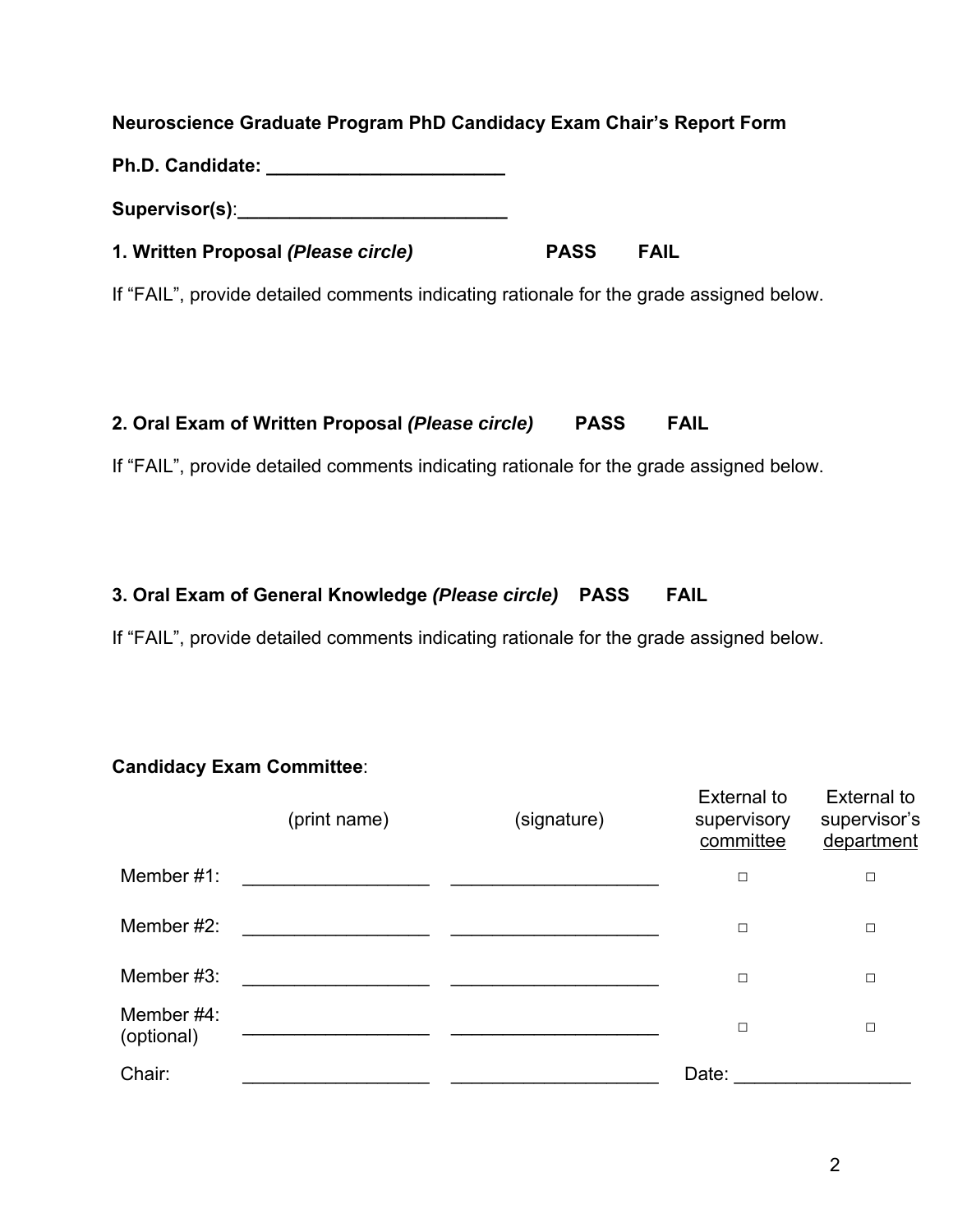**Neuroscience Graduate Program PhD Candidacy Exam Chair's Report Form**

**Ph.D. Candidate: ______________________**

**Supervisor(s)**:**_________________________**

**1. Written Proposal** ***(Please circle)*** **PASS FAIL**

If "FAIL", provide detailed comments indicating rationale for the grade assigned below.

**2. Oral Exam of Written Proposal** ***(Please circle)*** **PASS FAIL**

If "FAIL", provide detailed comments indicating rationale for the grade assigned below.

**3. Oral Exam of General Knowledge** ***(Please circle)*** **PASS FAIL**

If "FAIL", provide detailed comments indicating rationale for the grade assigned below.

**Candidacy Exam Committee**:

| | (print name) | (signature) | External to supervisory committee | External to supervisor's department |
|---|---|---|---|---|
| Member #1: | __________________ | ____________________ | □ | □ |
| Member #2: | __________________ | ____________________ | □ | □ |
| Member #3: | __________________ | ____________________ | □ | □ |
| Member #4: (optional) | __________________ | ____________________ | □ | □ |
| Chair: | __________________ | ____________________ | Date: _________________ | |